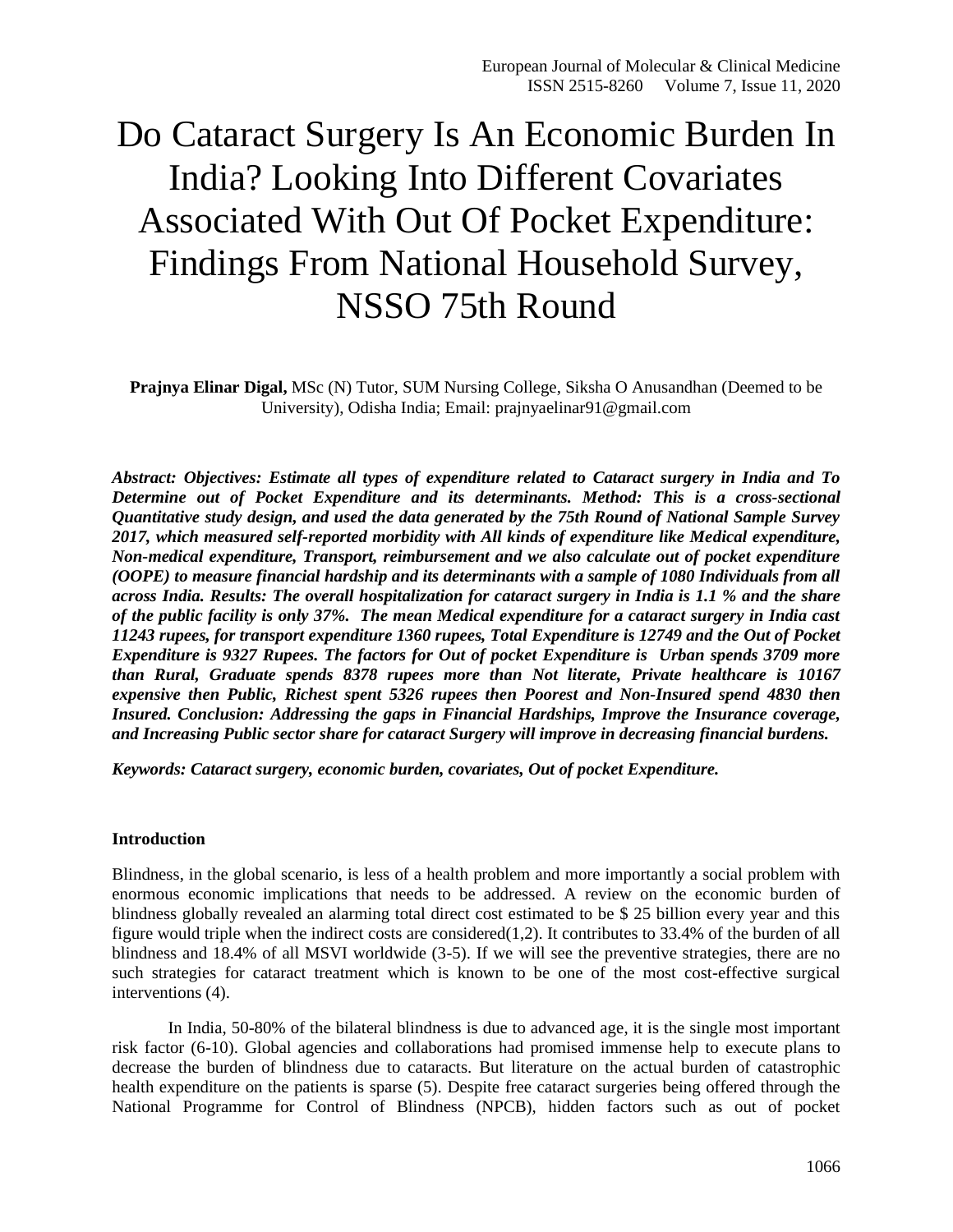# Do Cataract Surgery Is An Economic Burden In India? Looking Into Different Covariates Associated With Out Of Pocket Expenditure: Findings From National Household Survey, NSSO 75th Round

**Prajnya Elinar Digal,** MSc (N) Tutor, SUM Nursing College, Siksha O Anusandhan (Deemed to be University), Odisha India; Email: prajnyaelinar91@gmail.com

***Abstract: Objectives: Estimate all types of expenditure related to Cataract surgery in India and To Determine out of Pocket Expenditure and its determinants. Method: This is a cross-sectional Quantitative study design, and used the data generated by the 75th Round of National Sample Survey 2017, which measured self-reported morbidity with All kinds of expenditure like Medical expenditure, Non-medical expenditure, Transport, reimbursement and we also calculate out of pocket expenditure (OOPE) to measure financial hardship and its determinants with a sample of 1080 Individuals from all across India. Results: The overall hospitalization for cataract surgery in India is 1.1 % and the share of the public facility is only 37%. The mean Medical expenditure for a cataract surgery in India cast 11243 rupees, for transport expenditure 1360 rupees, Total Expenditure is 12749 and the Out of Pocket Expenditure is 9327 Rupees. The factors for Out of pocket Expenditure is Urban spends 3709 more than Rural, Graduate spends 8378 rupees more than Not literate, Private healthcare is 10167 expensive then Public, Richest spent 5326 rupees then Poorest and Non-Insured spend 4830 then Insured. Conclusion: Addressing the gaps in Financial Hardships, Improve the Insurance coverage, and Increasing Public sector share for cataract Surgery will improve in decreasing financial burdens.***

***Keywords: Cataract surgery, economic burden, covariates, Out of pocket Expenditure.***

## Introduction

Blindness, in the global scenario, is less of a health problem and more importantly a social problem with enormous economic implications that needs to be addressed. A review on the economic burden of blindness globally revealed an alarming total direct cost estimated to be $ 25 billion every year and this figure would triple when the indirect costs are considered(1,2). It contributes to 33.4% of the burden of all blindness and 18.4% of all MSVI worldwide (3-5). If we will see the preventive strategies, there are no such strategies for cataract treatment which is known to be one of the most cost-effective surgical interventions (4).

In India, 50-80% of the bilateral blindness is due to advanced age, it is the single most important risk factor (6-10). Global agencies and collaborations had promised immense help to execute plans to decrease the burden of blindness due to cataracts. But literature on the actual burden of catastrophic health expenditure on the patients is sparse (5). Despite free cataract surgeries being offered through the National Programme for Control of Blindness (NPCB), hidden factors such as out of pocket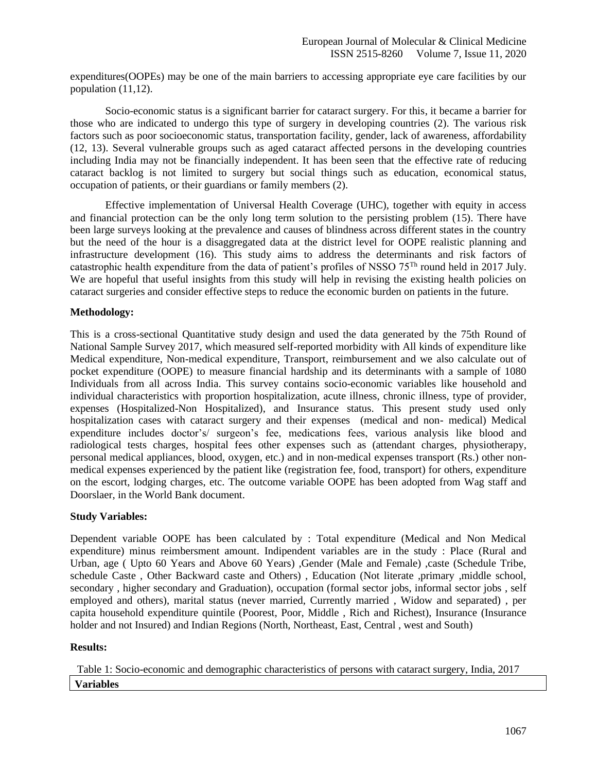expenditures(OOPEs) may be one of the main barriers to accessing appropriate eye care facilities by our population (11,12).

Socio-economic status is a significant barrier for cataract surgery. For this, it became a barrier for those who are indicated to undergo this type of surgery in developing countries (2). The various risk factors such as poor socioeconomic status, transportation facility, gender, lack of awareness, affordability (12, 13). Several vulnerable groups such as aged cataract affected persons in the developing countries including India may not be financially independent. It has been seen that the effective rate of reducing cataract backlog is not limited to surgery but social things such as education, economical status, occupation of patients, or their guardians or family members (2).

Effective implementation of Universal Health Coverage (UHC), together with equity in access and financial protection can be the only long term solution to the persisting problem (15). There have been large surveys looking at the prevalence and causes of blindness across different states in the country but the need of the hour is a disaggregated data at the district level for OOPE realistic planning and infrastructure development (16). This study aims to address the determinants and risk factors of catastrophic health expenditure from the data of patient's profiles of NSSO 75[Th] round held in 2017 July. We are hopeful that useful insights from this study will help in revising the existing health policies on cataract surgeries and consider effective steps to reduce the economic burden on patients in the future.

**Methodology:**

This is a cross-sectional Quantitative study design and used the data generated by the 75th Round of National Sample Survey 2017, which measured self-reported morbidity with All kinds of expenditure like Medical expenditure, Non-medical expenditure, Transport, reimbursement and we also calculate out of pocket expenditure (OOPE) to measure financial hardship and its determinants with a sample of 1080 Individuals from all across India. This survey contains socio-economic variables like household and individual characteristics with proportion hospitalization, acute illness, chronic illness, type of provider, expenses (Hospitalized-Non Hospitalized), and Insurance status. This present study used only hospitalization cases with cataract surgery and their expenses (medical and non- medical) Medical expenditure includes doctor's/ surgeon's fee, medications fees, various analysis like blood and radiological tests charges, hospital fees other expenses such as (attendant charges, physiotherapy, personal medical appliances, blood, oxygen, etc.) and in non-medical expenses transport (Rs.) other non-medical expenses experienced by the patient like (registration fee, food, transport) for others, expenditure on the escort, lodging charges, etc. The outcome variable OOPE has been adopted from Wag staff and Doorslaer, in the World Bank document.

**Study Variables:**

Dependent variable OOPE has been calculated by : Total expenditure (Medical and Non Medical expenditure) minus reimbersment amount. Indipendent variables are in the study : Place (Rural and Urban, age ( Upto 60 Years and Above 60 Years) ,Gender (Male and Female) ,caste (Schedule Tribe, schedule Caste , Other Backward caste and Others) , Education (Not literate ,primary ,middle school, secondary , higher secondary and Graduation), occupation (formal sector jobs, informal sector jobs , self employed and others), marital status (never married, Currently married , Widow and separated) , per capita household expenditure quintile (Poorest, Poor, Middle , Rich and Richest), Insurance (Insurance holder and not Insured) and Indian Regions (North, Northeast, East, Central , west and South)

**Results:**

Table 1: Socio-economic and demographic characteristics of persons with cataract surgery, India, 2017

| **Variables** |
|---|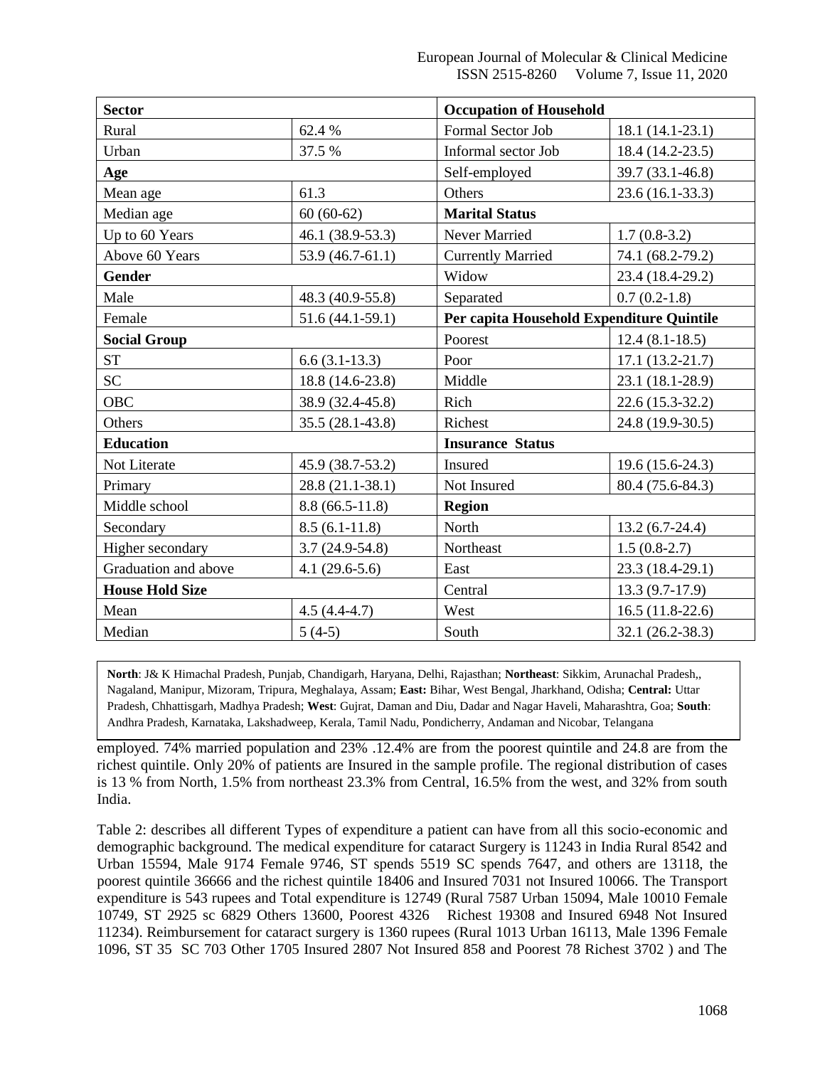| **Sector** | | **Occupation of Household** | |
|---|---|---|---|
| Rural | 62.4 % | Formal Sector Job | 18.1 (14.1-23.1) |
| Urban | 37.5 % | Informal sector Job | 18.4 (14.2-23.5) |
| **Age** | | Self-employed | 39.7 (33.1-46.8) |
| Mean age | 61.3 | Others | 23.6 (16.1-33.3) |
| Median age | 60 (60-62) | **Marital Status** | |
| Up to 60 Years | 46.1 (38.9-53.3) | Never Married | 1.7 (0.8-3.2) |
| Above 60 Years | 53.9 (46.7-61.1) | Currently Married | 74.1 (68.2-79.2) |
| **Gender** | | Widow | 23.4 (18.4-29.2) |
| Male | 48.3 (40.9-55.8) | Separated | 0.7 (0.2-1.8) |
| Female | 51.6 (44.1-59.1) | **Per capita Household Expenditure Quintile** | |
| **Social Group** | | Poorest | 12.4 (8.1-18.5) |
| ST | 6.6 (3.1-13.3) | Poor | 17.1 (13.2-21.7) |
| SC | 18.8 (14.6-23.8) | Middle | 23.1 (18.1-28.9) |
| OBC | 38.9 (32.4-45.8) | Rich | 22.6 (15.3-32.2) |
| Others | 35.5 (28.1-43.8) | Richest | 24.8 (19.9-30.5) |
| **Education** | | **Insurance Status** | |
| Not Literate | 45.9 (38.7-53.2) | Insured | 19.6 (15.6-24.3) |
| Primary | 28.8 (21.1-38.1) | Not Insured | 80.4 (75.6-84.3) |
| Middle school | 8.8 (66.5-11.8) | **Region** | |
| Secondary | 8.5 (6.1-11.8) | North | 13.2 (6.7-24.4) |
| Higher secondary | 3.7 (24.9-54.8) | Northeast | 1.5 (0.8-2.7) |
| Graduation and above | 4.1 (29.6-5.6) | East | 23.3 (18.4-29.1) |
| **House Hold Size** | | Central | 13.3 (9.7-17.9) |
| Mean | 4.5 (4.4-4.7) | West | 16.5 (11.8-22.6) |
| Median | 5 (4-5) | South | 32.1 (26.2-38.3) |

**North**: J& K Himachal Pradesh, Punjab, Chandigarh, Haryana, Delhi, Rajasthan; **Northeast**: Sikkim, Arunachal Pradesh,, Nagaland, Manipur, Mizoram, Tripura, Meghalaya, Assam; **East:** Bihar, West Bengal, Jharkhand, Odisha; **Central:** Uttar Pradesh, Chhattisgarh, Madhya Pradesh; **West**: Gujrat, Daman and Diu, Dadar and Nagar Haveli, Maharashtra, Goa; **South**: Andhra Pradesh, Karnataka, Lakshadweep, Kerala, Tamil Nadu, Pondicherry, Andaman and Nicobar, Telangana

employed. 74% married population and 23% .12.4% are from the poorest quintile and 24.8 are from the richest quintile. Only 20% of patients are Insured in the sample profile. The regional distribution of cases is 13 % from North, 1.5% from northeast 23.3% from Central, 16.5% from the west, and 32% from south India.

Table 2: describes all different Types of expenditure a patient can have from all this socio-economic and demographic background. The medical expenditure for cataract Surgery is 11243 in India Rural 8542 and Urban 15594, Male 9174 Female 9746, ST spends 5519 SC spends 7647, and others are 13118, the poorest quintile 36666 and the richest quintile 18406 and Insured 7031 not Insured 10066. The Transport expenditure is 543 rupees and Total expenditure is 12749 (Rural 7587 Urban 15094, Male 10010 Female 10749, ST 2925 sc 6829 Others 13600, Poorest 4326 Richest 19308 and Insured 6948 Not Insured 11234). Reimbursement for cataract surgery is 1360 rupees (Rural 1013 Urban 16113, Male 1396 Female 1096, ST 35 SC 703 Other 1705 Insured 2807 Not Insured 858 and Poorest 78 Richest 3702 ) and The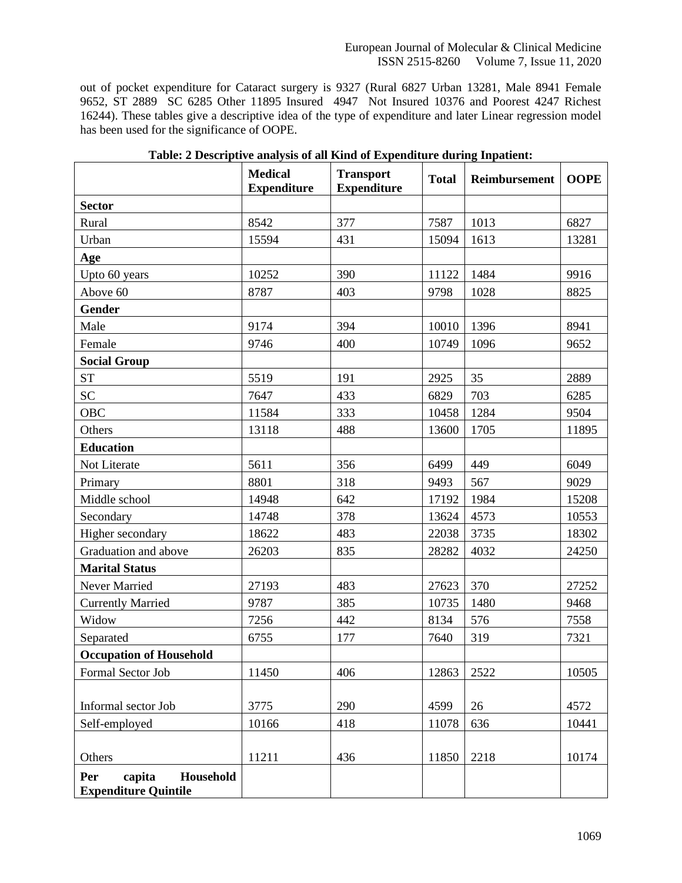out of pocket expenditure for Cataract surgery is 9327 (Rural 6827 Urban 13281, Male 8941 Female 9652, ST 2889 SC 6285 Other 11895 Insured 4947 Not Insured 10376 and Poorest 4247 Richest 16244). These tables give a descriptive idea of the type of expenditure and later Linear regression model has been used for the significance of OOPE.

**Table: 2 Descriptive analysis of all Kind of Expenditure during Inpatient:**

| | Medical Expenditure | Transport Expenditure | Total | Reimbursement | OOPE |
|---|---|---|---|---|---|
| **Sector** | | | | | |
| Rural | 8542 | 377 | 7587 | 1013 | 6827 |
| Urban | 15594 | 431 | 15094 | 1613 | 13281 |
| **Age** | | | | | |
| Upto 60 years | 10252 | 390 | 11122 | 1484 | 9916 |
| Above 60 | 8787 | 403 | 9798 | 1028 | 8825 |
| **Gender** | | | | | |
| Male | 9174 | 394 | 10010 | 1396 | 8941 |
| Female | 9746 | 400 | 10749 | 1096 | 9652 |
| **Social Group** | | | | | |
| ST | 5519 | 191 | 2925 | 35 | 2889 |
| SC | 7647 | 433 | 6829 | 703 | 6285 |
| OBC | 11584 | 333 | 10458 | 1284 | 9504 |
| Others | 13118 | 488 | 13600 | 1705 | 11895 |
| **Education** | | | | | |
| Not Literate | 5611 | 356 | 6499 | 449 | 6049 |
| Primary | 8801 | 318 | 9493 | 567 | 9029 |
| Middle school | 14948 | 642 | 17192 | 1984 | 15208 |
| Secondary | 14748 | 378 | 13624 | 4573 | 10553 |
| Higher secondary | 18622 | 483 | 22038 | 3735 | 18302 |
| Graduation and above | 26203 | 835 | 28282 | 4032 | 24250 |
| **Marital Status** | | | | | |
| Never Married | 27193 | 483 | 27623 | 370 | 27252 |
| Currently Married | 9787 | 385 | 10735 | 1480 | 9468 |
| Widow | 7256 | 442 | 8134 | 576 | 7558 |
| Separated | 6755 | 177 | 7640 | 319 | 7321 |
| **Occupation of Household** | | | | | |
| Formal Sector Job | 11450 | 406 | 12863 | 2522 | 10505 |
| Informal sector Job | 3775 | 290 | 4599 | 26 | 4572 |
| Self-employed | 10166 | 418 | 11078 | 636 | 10441 |
| Others | 11211 | 436 | 11850 | 2218 | 10174 |
| **Per capita Household Expenditure Quintile** | | | | | |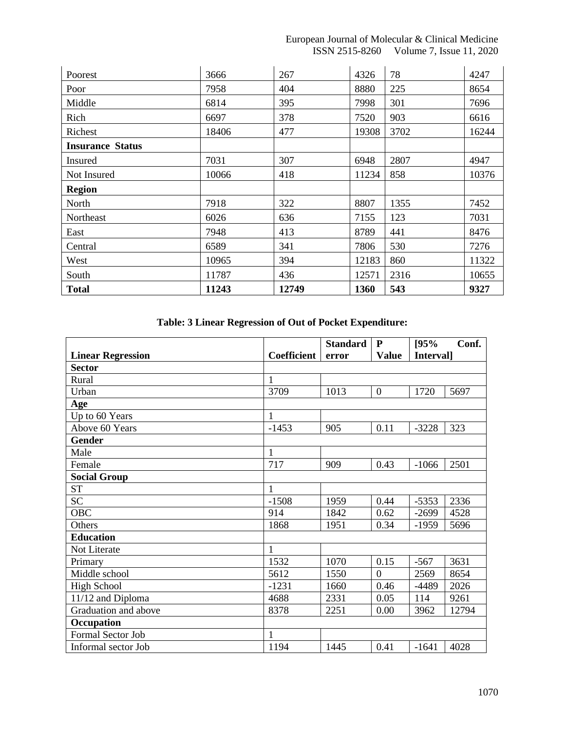| | | | | | |
|---|---|---|---|---|---|
| Poorest | 3666 | 267 | 4326 | 78 | 4247 |
| Poor | 7958 | 404 | 8880 | 225 | 8654 |
| Middle | 6814 | 395 | 7998 | 301 | 7696 |
| Rich | 6697 | 378 | 7520 | 903 | 6616 |
| Richest | 18406 | 477 | 19308 | 3702 | 16244 |
| **Insurance Status** | | | | | |
| Insured | 7031 | 307 | 6948 | 2807 | 4947 |
| Not Insured | 10066 | 418 | 11234 | 858 | 10376 |
| **Region** | | | | | |
| North | 7918 | 322 | 8807 | 1355 | 7452 |
| Northeast | 6026 | 636 | 7155 | 123 | 7031 |
| East | 7948 | 413 | 8789 | 441 | 8476 |
| Central | 6589 | 341 | 7806 | 530 | 7276 |
| West | 10965 | 394 | 12183 | 860 | 11322 |
| South | 11787 | 436 | 12571 | 2316 | 10655 |
| **Total** | **11243** | **12749** | **1360** | **543** | **9327** |

**Table: 3 Linear Regression of Out of Pocket Expenditure:**

| **Linear Regression** | **Coefficient** | **Standard error** | **P Value** | **[95% Conf. Interval]** | |
|---|---|---|---|---|---|
| **Sector** | | | | | |
| Rural | 1 | | | | |
| Urban | 3709 | 1013 | 0 | 1720 | 5697 |
| **Age** | | | | | |
| Up to 60 Years | 1 | | | | |
| Above 60 Years | -1453 | 905 | 0.11 | -3228 | 323 |
| **Gender** | | | | | |
| Male | 1 | | | | |
| Female | 717 | 909 | 0.43 | -1066 | 2501 |
| **Social Group** | | | | | |
| ST | 1 | | | | |
| SC | -1508 | 1959 | 0.44 | -5353 | 2336 |
| OBC | 914 | 1842 | 0.62 | -2699 | 4528 |
| Others | 1868 | 1951 | 0.34 | -1959 | 5696 |
| **Education** | | | | | |
| Not Literate | 1 | | | | |
| Primary | 1532 | 1070 | 0.15 | -567 | 3631 |
| Middle school | 5612 | 1550 | 0 | 2569 | 8654 |
| High School | -1231 | 1660 | 0.46 | -4489 | 2026 |
| 11/12 and Diploma | 4688 | 2331 | 0.05 | 114 | 9261 |
| Graduation and above | 8378 | 2251 | 0.00 | 3962 | 12794 |
| **Occupation** | | | | | |
| Formal Sector Job | 1 | | | | |
| Informal sector Job | 1194 | 1445 | 0.41 | -1641 | 4028 |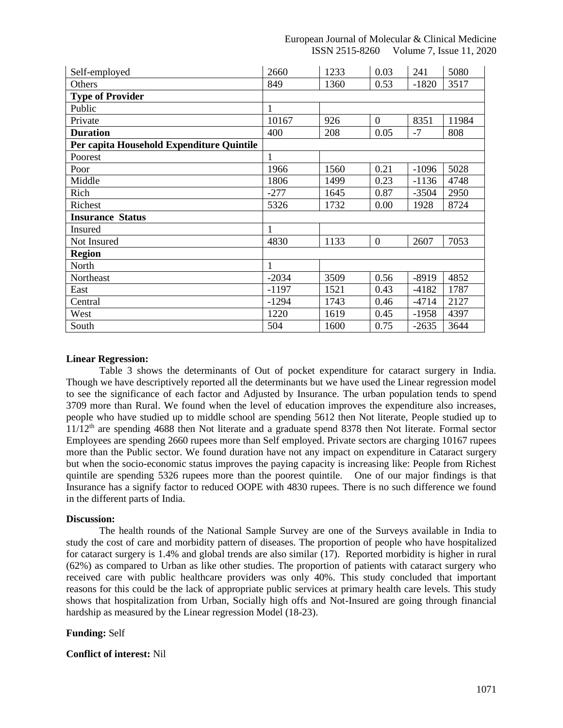| | | | | | |
|---|---|---|---|---|---|
| Self-employed | 2660 | 1233 | 0.03 | 241 | 5080 |
| Others | 849 | 1360 | 0.53 | -1820 | 3517 |
| **Type of Provider** | | | | | |
| Public | 1 | | | | |
| Private | 10167 | 926 | 0 | 8351 | 11984 |
| **Duration** | 400 | 208 | 0.05 | -7 | 808 |
| **Per capita Household Expenditure Quintile** | | | | | |
| Poorest | 1 | | | | |
| Poor | 1966 | 1560 | 0.21 | -1096 | 5028 |
| Middle | 1806 | 1499 | 0.23 | -1136 | 4748 |
| Rich | -277 | 1645 | 0.87 | -3504 | 2950 |
| Richest | 5326 | 1732 | 0.00 | 1928 | 8724 |
| **Insurance Status** | | | | | |
| Insured | 1 | | | | |
| Not Insured | 4830 | 1133 | 0 | 2607 | 7053 |
| **Region** | | | | | |
| North | 1 | | | | |
| Northeast | -2034 | 3509 | 0.56 | -8919 | 4852 |
| East | -1197 | 1521 | 0.43 | -4182 | 1787 |
| Central | -1294 | 1743 | 0.46 | -4714 | 2127 |
| West | 1220 | 1619 | 0.45 | -1958 | 4397 |
| South | 504 | 1600 | 0.75 | -2635 | 3644 |

**Linear Regression:**

Table 3 shows the determinants of Out of pocket expenditure for cataract surgery in India. Though we have descriptively reported all the determinants but we have used the Linear regression model to see the significance of each factor and Adjusted by Insurance. The urban population tends to spend 3709 more than Rural. We found when the level of education improves the expenditure also increases, people who have studied up to middle school are spending 5612 then Not literate, People studied up to 11/12$^{th}$ are spending 4688 then Not literate and a graduate spend 8378 then Not literate. Formal sector Employees are spending 2660 rupees more than Self employed. Private sectors are charging 10167 rupees more than the Public sector. We found duration have not any impact on expenditure in Cataract surgery but when the socio-economic status improves the paying capacity is increasing like: People from Richest quintile are spending 5326 rupees more than the poorest quintile. One of our major findings is that Insurance has a signify factor to reduced OOPE with 4830 rupees. There is no such difference we found in the different parts of India.

**Discussion:**

The health rounds of the National Sample Survey are one of the Surveys available in India to study the cost of care and morbidity pattern of diseases. The proportion of people who have hospitalized for cataract surgery is 1.4% and global trends are also similar (17). Reported morbidity is higher in rural (62%) as compared to Urban as like other studies. The proportion of patients with cataract surgery who received care with public healthcare providers was only 40%. This study concluded that important reasons for this could be the lack of appropriate public services at primary health care levels. This study shows that hospitalization from Urban, Socially high offs and Not-Insured are going through financial hardship as measured by the Linear regression Model (18-23).

**Funding:** Self

**Conflict of interest:** Nil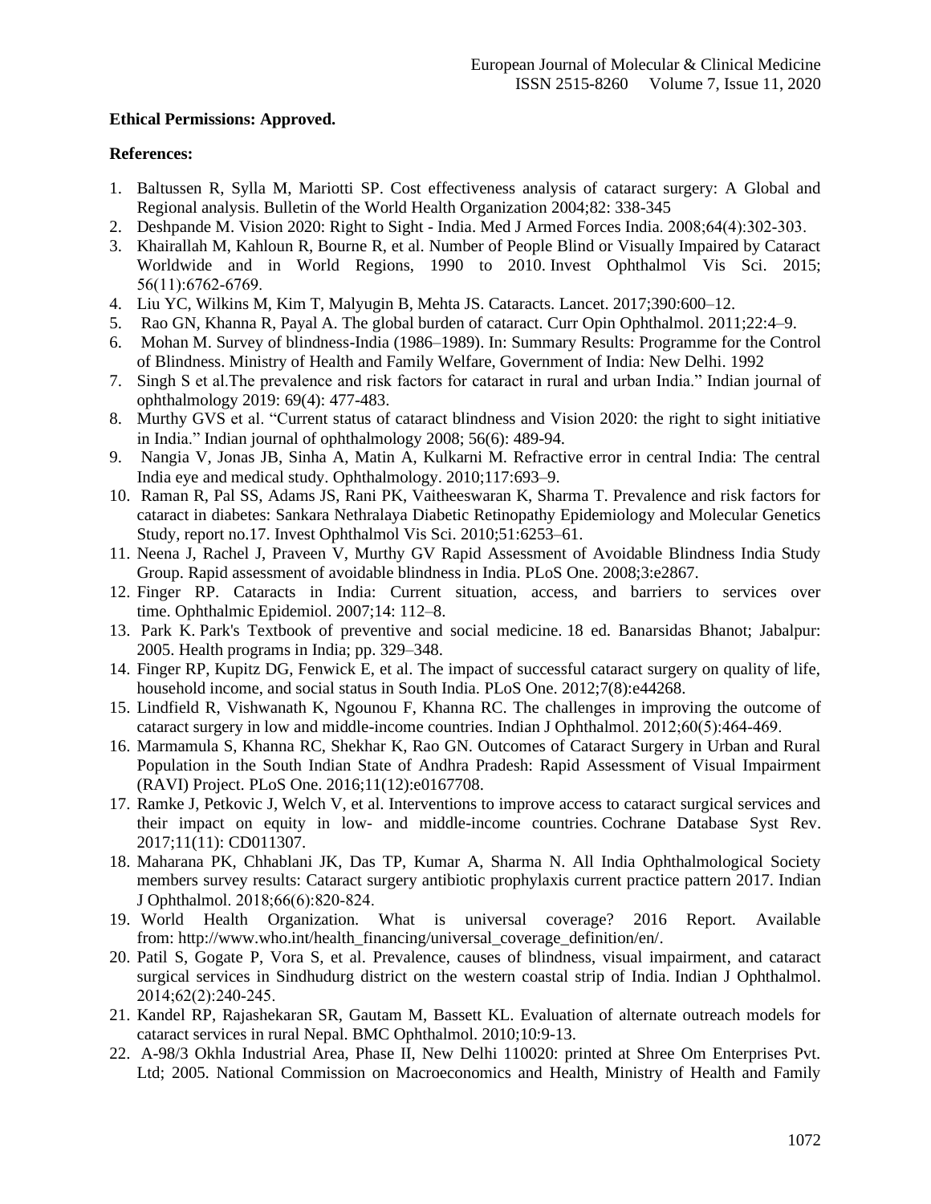**Ethical Permissions: Approved.**

**References:**

1. Baltussen R, Sylla M, Mariotti SP. Cost effectiveness analysis of cataract surgery: A Global and Regional analysis. Bulletin of the World Health Organization 2004;82: 338-345
2. Deshpande M. Vision 2020: Right to Sight - India. Med J Armed Forces India. 2008;64(4):302-303.
3. Khairallah M, Kahloun R, Bourne R, et al. Number of People Blind or Visually Impaired by Cataract Worldwide and in World Regions, 1990 to 2010. Invest Ophthalmol Vis Sci. 2015; 56(11):6762-6769.
4. Liu YC, Wilkins M, Kim T, Malyugin B, Mehta JS. Cataracts. Lancet. 2017;390:600–12.
5. Rao GN, Khanna R, Payal A. The global burden of cataract. Curr Opin Ophthalmol. 2011;22:4–9.
6. Mohan M. Survey of blindness-India (1986–1989). In: Summary Results: Programme for the Control of Blindness. Ministry of Health and Family Welfare, Government of India: New Delhi. 1992
7. Singh S et al.The prevalence and risk factors for cataract in rural and urban India." Indian journal of ophthalmology 2019: 69(4): 477-483.
8. Murthy GVS et al. "Current status of cataract blindness and Vision 2020: the right to sight initiative in India." Indian journal of ophthalmology 2008; 56(6): 489-94.
9. Nangia V, Jonas JB, Sinha A, Matin A, Kulkarni M. Refractive error in central India: The central India eye and medical study. Ophthalmology. 2010;117:693–9.
10. Raman R, Pal SS, Adams JS, Rani PK, Vaitheeswaran K, Sharma T. Prevalence and risk factors for cataract in diabetes: Sankara Nethralaya Diabetic Retinopathy Epidemiology and Molecular Genetics Study, report no.17. Invest Ophthalmol Vis Sci. 2010;51:6253–61.
11. Neena J, Rachel J, Praveen V, Murthy GV Rapid Assessment of Avoidable Blindness India Study Group. Rapid assessment of avoidable blindness in India. PLoS One. 2008;3:e2867.
12. Finger RP. Cataracts in India: Current situation, access, and barriers to services over time. Ophthalmic Epidemiol. 2007;14: 112–8.
13. Park K. Park's Textbook of preventive and social medicine. 18 ed. Banarsidas Bhanot; Jabalpur: 2005. Health programs in India; pp. 329–348.
14. Finger RP, Kupitz DG, Fenwick E, et al. The impact of successful cataract surgery on quality of life, household income, and social status in South India. PLoS One. 2012;7(8):e44268.
15. Lindfield R, Vishwanath K, Ngounou F, Khanna RC. The challenges in improving the outcome of cataract surgery in low and middle-income countries. Indian J Ophthalmol. 2012;60(5):464-469.
16. Marmamula S, Khanna RC, Shekhar K, Rao GN. Outcomes of Cataract Surgery in Urban and Rural Population in the South Indian State of Andhra Pradesh: Rapid Assessment of Visual Impairment (RAVI) Project. PLoS One. 2016;11(12):e0167708.
17. Ramke J, Petkovic J, Welch V, et al. Interventions to improve access to cataract surgical services and their impact on equity in low- and middle-income countries. Cochrane Database Syst Rev. 2017;11(11): CD011307.
18. Maharana PK, Chhablani JK, Das TP, Kumar A, Sharma N. All India Ophthalmological Society members survey results: Cataract surgery antibiotic prophylaxis current practice pattern 2017. Indian J Ophthalmol. 2018;66(6):820-824.
19. World Health Organization. What is universal coverage? 2016 Report. Available from: http://www.who.int/health_financing/universal_coverage_definition/en/.
20. Patil S, Gogate P, Vora S, et al. Prevalence, causes of blindness, visual impairment, and cataract surgical services in Sindhudurg district on the western coastal strip of India. Indian J Ophthalmol. 2014;62(2):240-245.
21. Kandel RP, Rajashekaran SR, Gautam M, Bassett KL. Evaluation of alternate outreach models for cataract services in rural Nepal. BMC Ophthalmol. 2010;10:9-13.
22. A-98/3 Okhla Industrial Area, Phase II, New Delhi 110020: printed at Shree Om Enterprises Pvt. Ltd; 2005. National Commission on Macroeconomics and Health, Ministry of Health and Family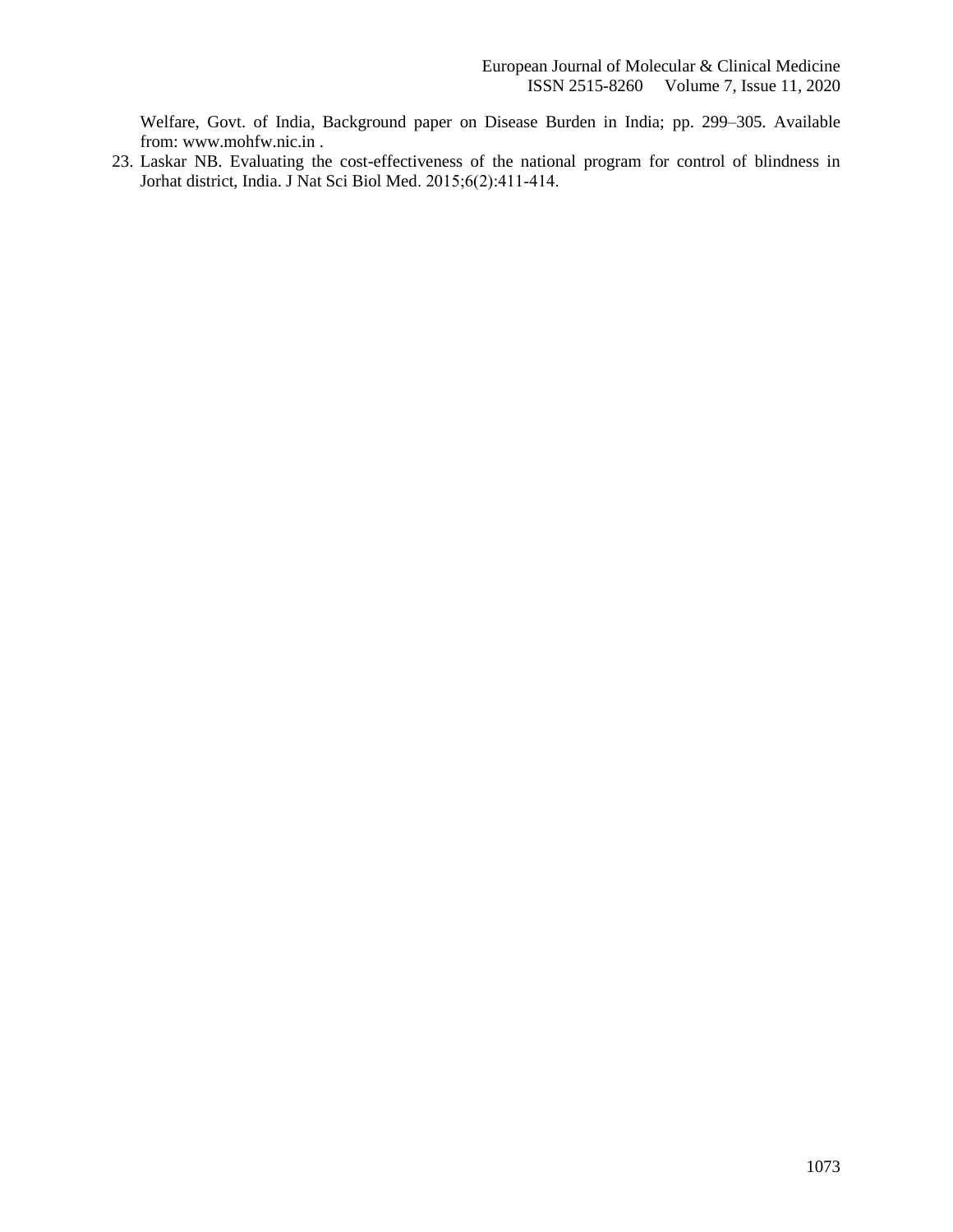Welfare, Govt. of India, Background paper on Disease Burden in India; pp. 299–305. Available from: www.mohfw.nic.in .

23. Laskar NB. Evaluating the cost-effectiveness of the national program for control of blindness in Jorhat district, India. J Nat Sci Biol Med. 2015;6(2):411-414.